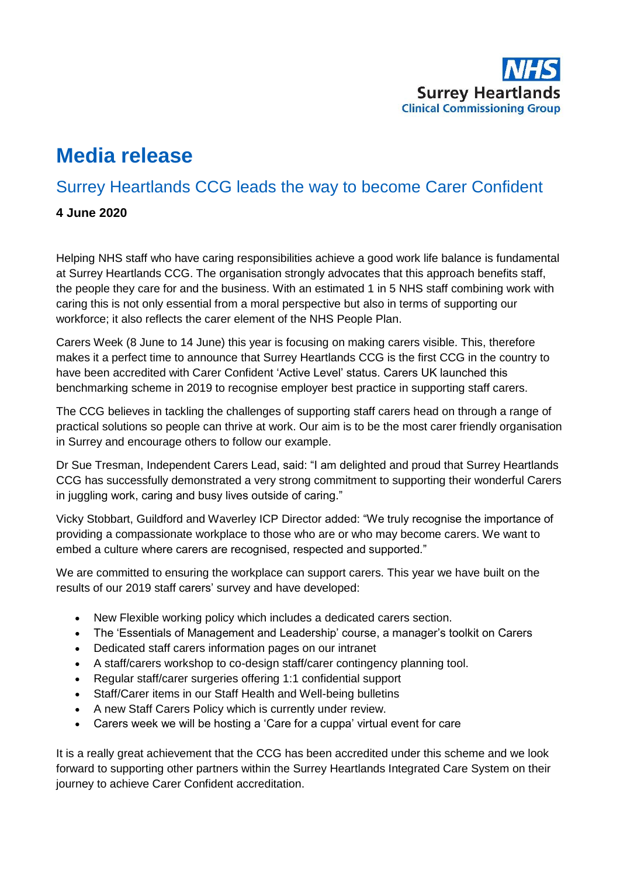NHS
Surrey Heartlands
Clinical Commissioning Group

# Media release

## Surrey Heartlands CCG leads the way to become Carer Confident

**4 June 2020**

Helping NHS staff who have caring responsibilities achieve a good work life balance is fundamental at Surrey Heartlands CCG. The organisation strongly advocates that this approach benefits staff, the people they care for and the business. With an estimated 1 in 5 NHS staff combining work with caring this is not only essential from a moral perspective but also in terms of supporting our workforce; it also reflects the carer element of the NHS People Plan.

Carers Week (8 June to 14 June) this year is focusing on making carers visible. This, therefore makes it a perfect time to announce that Surrey Heartlands CCG is the first CCG in the country to have been accredited with Carer Confident 'Active Level' status. Carers UK launched this benchmarking scheme in 2019 to recognise employer best practice in supporting staff carers.

The CCG believes in tackling the challenges of supporting staff carers head on through a range of practical solutions so people can thrive at work. Our aim is to be the most carer friendly organisation in Surrey and encourage others to follow our example.

Dr Sue Tresman, Independent Carers Lead, said: "I am delighted and proud that Surrey Heartlands CCG has successfully demonstrated a very strong commitment to supporting their wonderful Carers in juggling work, caring and busy lives outside of caring."

Vicky Stobbart, Guildford and Waverley ICP Director added: "We truly recognise the importance of providing a compassionate workplace to those who are or who may become carers. We want to embed a culture where carers are recognised, respected and supported."

We are committed to ensuring the workplace can support carers. This year we have built on the results of our 2019 staff carers' survey and have developed:

- New Flexible working policy which includes a dedicated carers section.
- The 'Essentials of Management and Leadership' course, a manager's toolkit on Carers
- Dedicated staff carers information pages on our intranet
- A staff/carers workshop to co-design staff/carer contingency planning tool.
- Regular staff/carer surgeries offering 1:1 confidential support
- Staff/Carer items in our Staff Health and Well-being bulletins
- A new Staff Carers Policy which is currently under review.
- Carers week we will be hosting a 'Care for a cuppa' virtual event for care

It is a really great achievement that the CCG has been accredited under this scheme and we look forward to supporting other partners within the Surrey Heartlands Integrated Care System on their journey to achieve Carer Confident accreditation.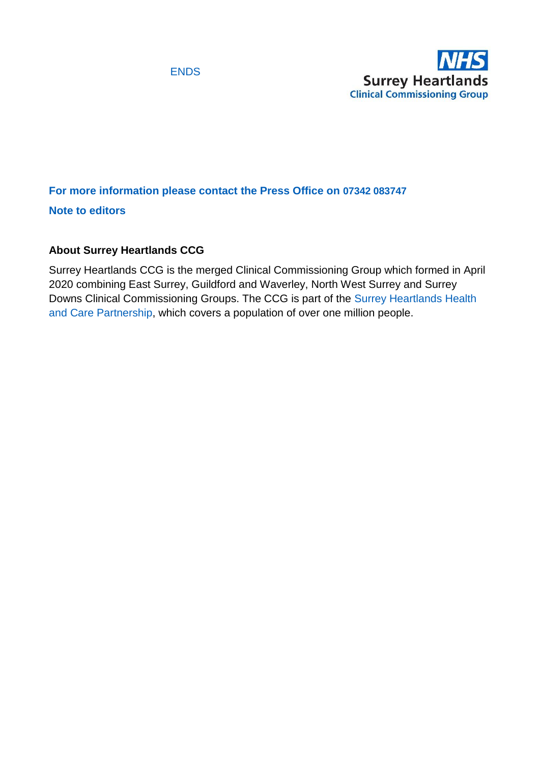ENDS

**For more information please contact the Press Office on 07342 083747**

**Note to editors**

**About Surrey Heartlands CCG**

Surrey Heartlands CCG is the merged Clinical Commissioning Group which formed in April 2020 combining East Surrey, Guildford and Waverley, North West Surrey and Surrey Downs Clinical Commissioning Groups. The CCG is part of the Surrey Heartlands Health and Care Partnership, which covers a population of over one million people.